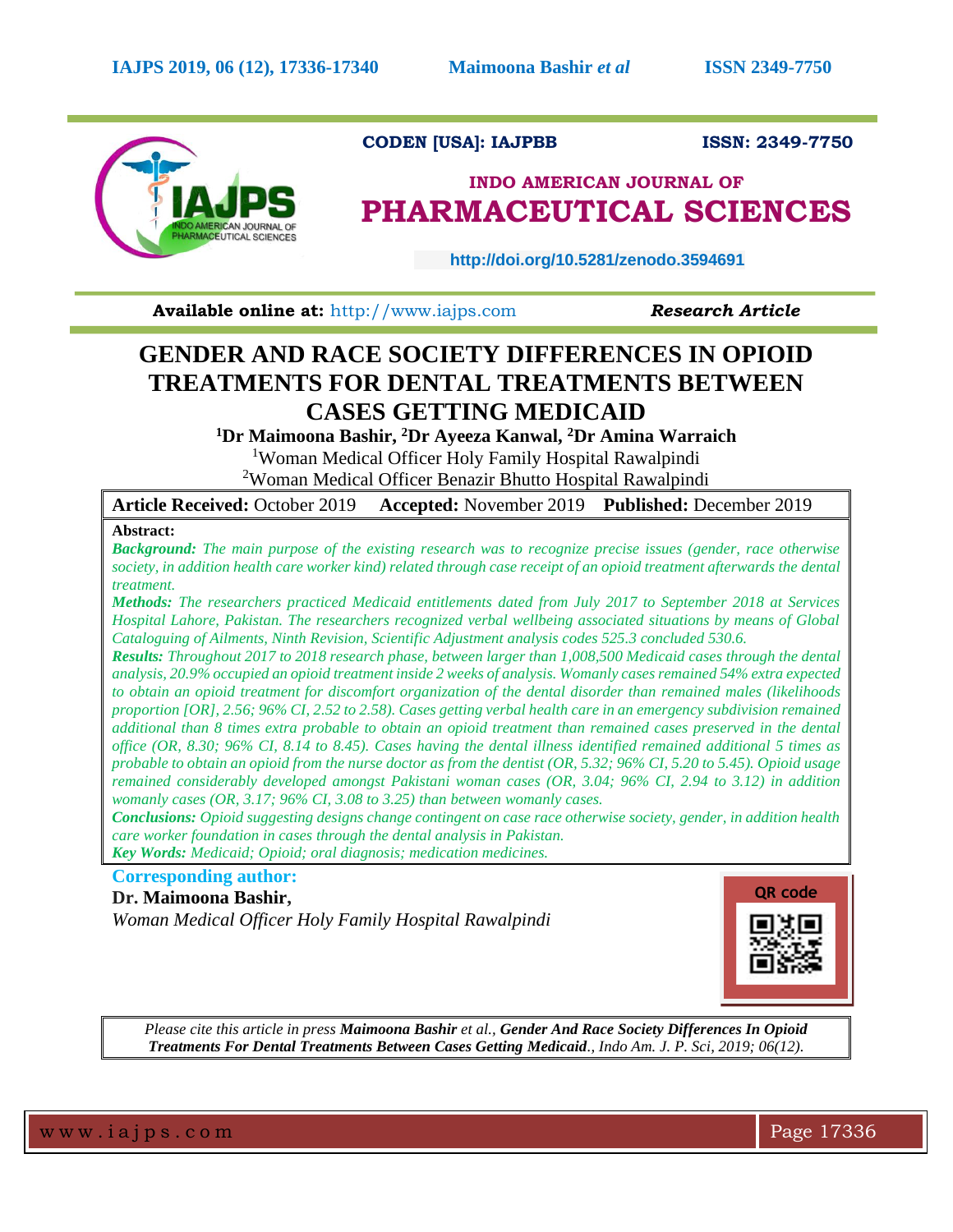CODEN [USA]: IAJPBB ISSN: 2349-7750

# INDO AMERICAN JOURNAL OF PHARMACEUTICAL SCIENCES

http://doi.org/10.5281/zenodo.3594691

**Available online at:** http://www.iajps.com *Research Article*

# GENDER AND RACE SOCIETY DIFFERENCES IN OPIOID TREATMENTS FOR DENTAL TREATMENTS BETWEEN CASES GETTING MEDICAID

**[1]Dr Maimoona Bashir, [2]Dr Ayeeza Kanwal, [2]Dr Amina Warraich**

[1]Woman Medical Officer Holy Family Hospital Rawalpindi

[2]Woman Medical Officer Benazir Bhutto Hospital Rawalpindi

**Article Received:** October 2019 **Accepted:** November 2019 **Published:** December 2019

**Abstract:**

***Background:*** *The main purpose of the existing research was to recognize precise issues (gender, race otherwise society, in addition health care worker kind) related through case receipt of an opioid treatment afterwards the dental treatment.*

***Methods:*** *The researchers practiced Medicaid entitlements dated from July 2017 to September 2018 at Services Hospital Lahore, Pakistan. The researchers recognized verbal wellbeing associated situations by means of Global Cataloguing of Ailments, Ninth Revision, Scientific Adjustment analysis codes 525.3 concluded 530.6.*

***Results:*** *Throughout 2017 to 2018 research phase, between larger than 1,008,500 Medicaid cases through the dental analysis, 20.9% occupied an opioid treatment inside 2 weeks of analysis. Womanly cases remained 54% extra expected to obtain an opioid treatment for discomfort organization of the dental disorder than remained males (likelihoods proportion [OR], 2.56; 96% CI, 2.52 to 2.58). Cases getting verbal health care in an emergency subdivision remained additional than 8 times extra probable to obtain an opioid treatment than remained cases preserved in the dental office (OR, 8.30; 96% CI, 8.14 to 8.45). Cases having the dental illness identified remained additional 5 times as probable to obtain an opioid from the nurse doctor as from the dentist (OR, 5.32; 96% CI, 5.20 to 5.45). Opioid usage remained considerably developed amongst Pakistani woman cases (OR, 3.04; 96% CI, 2.94 to 3.12) in addition womanly cases (OR, 3.17; 96% CI, 3.08 to 3.25) than between womanly cases.*

***Conclusions:*** *Opioid suggesting designs change contingent on case race otherwise society, gender, in addition health care worker foundation in cases through the dental analysis in Pakistan.*

***Key Words:*** *Medicaid; Opioid; oral diagnosis; medication medicines.*

**Corresponding author:**

**Dr. Maimoona Bashir,**

*Woman Medical Officer Holy Family Hospital Rawalpindi*

QR code

*Please cite this article in press **Maimoona Bashir** et al., **Gender And Race Society Differences In Opioid Treatments For Dental Treatments Between Cases Getting Medicaid**., Indo Am. J. P. Sci, 2019; 06(12).*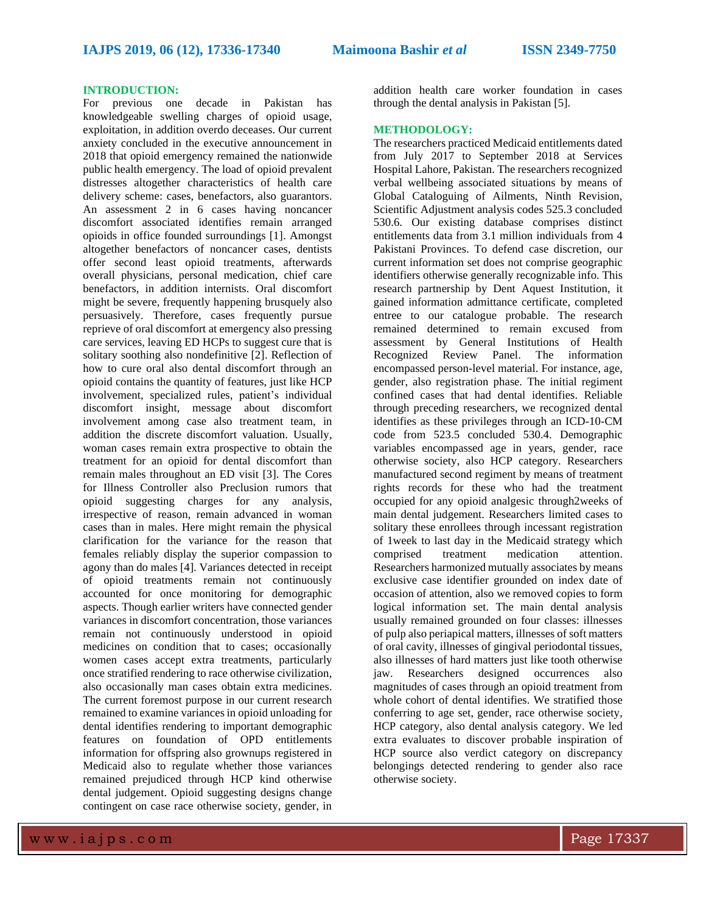## INTRODUCTION:

For previous one decade in Pakistan has knowledgeable swelling charges of opioid usage, exploitation, in addition overdo deceases. Our current anxiety concluded in the executive announcement in 2018 that opioid emergency remained the nationwide public health emergency. The load of opioid prevalent distresses altogether characteristics of health care delivery scheme: cases, benefactors, also guarantors. An assessment 2 in 6 cases having noncancer discomfort associated identifies remain arranged opioids in office founded surroundings [1]. Amongst altogether benefactors of noncancer cases, dentists offer second least opioid treatments, afterwards overall physicians, personal medication, chief care benefactors, in addition internists. Oral discomfort might be severe, frequently happening brusquely also persuasively. Therefore, cases frequently pursue reprieve of oral discomfort at emergency also pressing care services, leaving ED HCPs to suggest cure that is solitary soothing also nondefinitive [2]. Reflection of how to cure oral also dental discomfort through an opioid contains the quantity of features, just like HCP involvement, specialized rules, patient's individual discomfort insight, message about discomfort involvement among case also treatment team, in addition the discrete discomfort valuation. Usually, woman cases remain extra prospective to obtain the treatment for an opioid for dental discomfort than remain males throughout an ED visit [3]. The Cores for Illness Controller also Preclusion rumors that opioid suggesting charges for any analysis, irrespective of reason, remain advanced in woman cases than in males. Here might remain the physical clarification for the variance for the reason that females reliably display the superior compassion to agony than do males [4]. Variances detected in receipt of opioid treatments remain not continuously accounted for once monitoring for demographic aspects. Though earlier writers have connected gender variances in discomfort concentration, those variances remain not continuously understood in opioid medicines on condition that to cases; occasionally women cases accept extra treatments, particularly once stratified rendering to race otherwise civilization, also occasionally man cases obtain extra medicines. The current foremost purpose in our current research remained to examine variances in opioid unloading for dental identifies rendering to important demographic features on foundation of OPD entitlements information for offspring also grownups registered in Medicaid also to regulate whether those variances remained prejudiced through HCP kind otherwise dental judgement. Opioid suggesting designs change contingent on case race otherwise society, gender, in addition health care worker foundation in cases through the dental analysis in Pakistan [5].

## METHODOLOGY:

The researchers practiced Medicaid entitlements dated from July 2017 to September 2018 at Services Hospital Lahore, Pakistan. The researchers recognized verbal wellbeing associated situations by means of Global Cataloguing of Ailments, Ninth Revision, Scientific Adjustment analysis codes 525.3 concluded 530.6. Our existing database comprises distinct entitlements data from 3.1 million individuals from 4 Pakistani Provinces. To defend case discretion, our current information set does not comprise geographic identifiers otherwise generally recognizable info. This research partnership by Dent Aquest Institution, it gained information admittance certificate, completed entree to our catalogue probable. The research remained determined to remain excused from assessment by General Institutions of Health Recognized Review Panel. The information encompassed person-level material. For instance, age, gender, also registration phase. The initial regiment confined cases that had dental identifies. Reliable through preceding researchers, we recognized dental identifies as these privileges through an ICD-10-CM code from 523.5 concluded 530.4. Demographic variables encompassed age in years, gender, race otherwise society, also HCP category. Researchers manufactured second regiment by means of treatment rights records for these who had the treatment occupied for any opioid analgesic through2weeks of main dental judgement. Researchers limited cases to solitary these enrollees through incessant registration of 1week to last day in the Medicaid strategy which comprised treatment medication attention. Researchers harmonized mutually associates by means exclusive case identifier grounded on index date of occasion of attention, also we removed copies to form logical information set. The main dental analysis usually remained grounded on four classes: illnesses of pulp also periapical matters, illnesses of soft matters of oral cavity, illnesses of gingival periodontal tissues, also illnesses of hard matters just like tooth otherwise jaw. Researchers designed occurrences also magnitudes of cases through an opioid treatment from whole cohort of dental identifies. We stratified those conferring to age set, gender, race otherwise society, HCP category, also dental analysis category. We led extra evaluates to discover probable inspiration of HCP source also verdict category on discrepancy belongings detected rendering to gender also race otherwise society.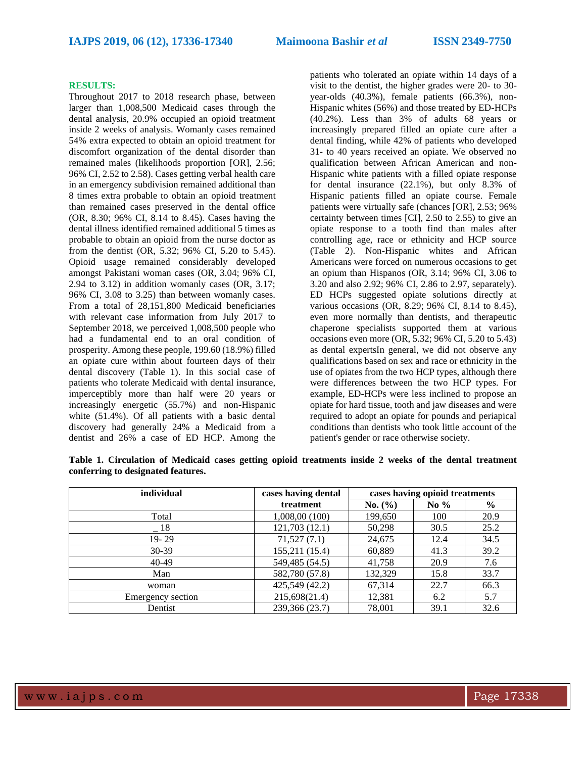**RESULTS:**

Throughout 2017 to 2018 research phase, between larger than 1,008,500 Medicaid cases through the dental analysis, 20.9% occupied an opioid treatment inside 2 weeks of analysis. Womanly cases remained 54% extra expected to obtain an opioid treatment for discomfort organization of the dental disorder than remained males (likelihoods proportion [OR], 2.56; 96% CI, 2.52 to 2.58). Cases getting verbal health care in an emergency subdivision remained additional than 8 times extra probable to obtain an opioid treatment than remained cases preserved in the dental office (OR, 8.30; 96% CI, 8.14 to 8.45). Cases having the dental illness identified remained additional 5 times as probable to obtain an opioid from the nurse doctor as from the dentist (OR, 5.32; 96% CI, 5.20 to 5.45). Opioid usage remained considerably developed amongst Pakistani woman cases (OR, 3.04; 96% CI, 2.94 to 3.12) in addition womanly cases (OR, 3.17; 96% CI, 3.08 to 3.25) than between womanly cases. From a total of 28,151,800 Medicaid beneficiaries with relevant case information from July 2017 to September 2018, we perceived 1,008,500 people who had a fundamental end to an oral condition of prosperity. Among these people, 199.60 (18.9%) filled an opiate cure within about fourteen days of their dental discovery (Table 1). In this social case of patients who tolerate Medicaid with dental insurance, imperceptibly more than half were 20 years or increasingly energetic (55.7%) and non-Hispanic white (51.4%). Of all patients with a basic dental discovery had generally 24% a Medicaid from a dentist and 26% a case of ED HCP. Among the patients who tolerated an opiate within 14 days of a visit to the dentist, the higher grades were 20- to 30-year-olds (40.3%), female patients (66.3%), non-Hispanic whites (56%) and those treated by ED-HCPs (40.2%). Less than 3% of adults 68 years or increasingly prepared filled an opiate cure after a dental finding, while 42% of patients who developed 31- to 40 years received an opiate. We observed no qualification between African American and non-Hispanic white patients with a filled opiate response for dental insurance (22.1%), but only 8.3% of Hispanic patients filled an opiate course. Female patients were virtually safe (chances [OR], 2.53; 96% certainty between times [CI], 2.50 to 2.55) to give an opiate response to a tooth find than males after controlling age, race or ethnicity and HCP source (Table 2). Non-Hispanic whites and African Americans were forced on numerous occasions to get an opium than Hispanos (OR, 3.14; 96% CI, 3.06 to 3.20 and also 2.92; 96% CI, 2.86 to 2.97, separately). ED HCPs suggested opiate solutions directly at various occasions (OR, 8.29; 96% CI, 8.14 to 8.45), even more normally than dentists, and therapeutic chaperone specialists supported them at various occasions even more (OR, 5.32; 96% CI, 5.20 to 5.43) as dental expertsIn general, we did not observe any qualifications based on sex and race or ethnicity in the use of opiates from the two HCP types, although there were differences between the two HCP types. For example, ED-HCPs were less inclined to propose an opiate for hard tissue, tooth and jaw diseases and were required to adopt an opiate for pounds and periapical conditions than dentists who took little account of the patient's gender or race otherwise society.

**Table 1. Circulation of Medicaid cases getting opioid treatments inside 2 weeks of the dental treatment conferring to designated features.**

| individual | cases having dental treatment | cases having opioid treatments | | |
|---|---|---|---|---|
| | | No. (%) | No % | % |
| Total | 1,008,00 (100) | 199,650 | 100 | 20.9 |
| _ 18 | 121,703 (12.1) | 50,298 | 30.5 | 25.2 |
| 19- 29 | 71,527 (7.1) | 24,675 | 12.4 | 34.5 |
| 30-39 | 155,211 (15.4) | 60,889 | 41.3 | 39.2 |
| 40-49 | 549,485 (54.5) | 41,758 | 20.9 | 7.6 |
| Man | 582,780 (57.8) | 132,329 | 15.8 | 33.7 |
| woman | 425,549 (42.2) | 67,314 | 22.7 | 66.3 |
| Emergency section | 215,698(21.4) | 12,381 | 6.2 | 5.7 |
| Dentist | 239,366 (23.7) | 78,001 | 39.1 | 32.6 |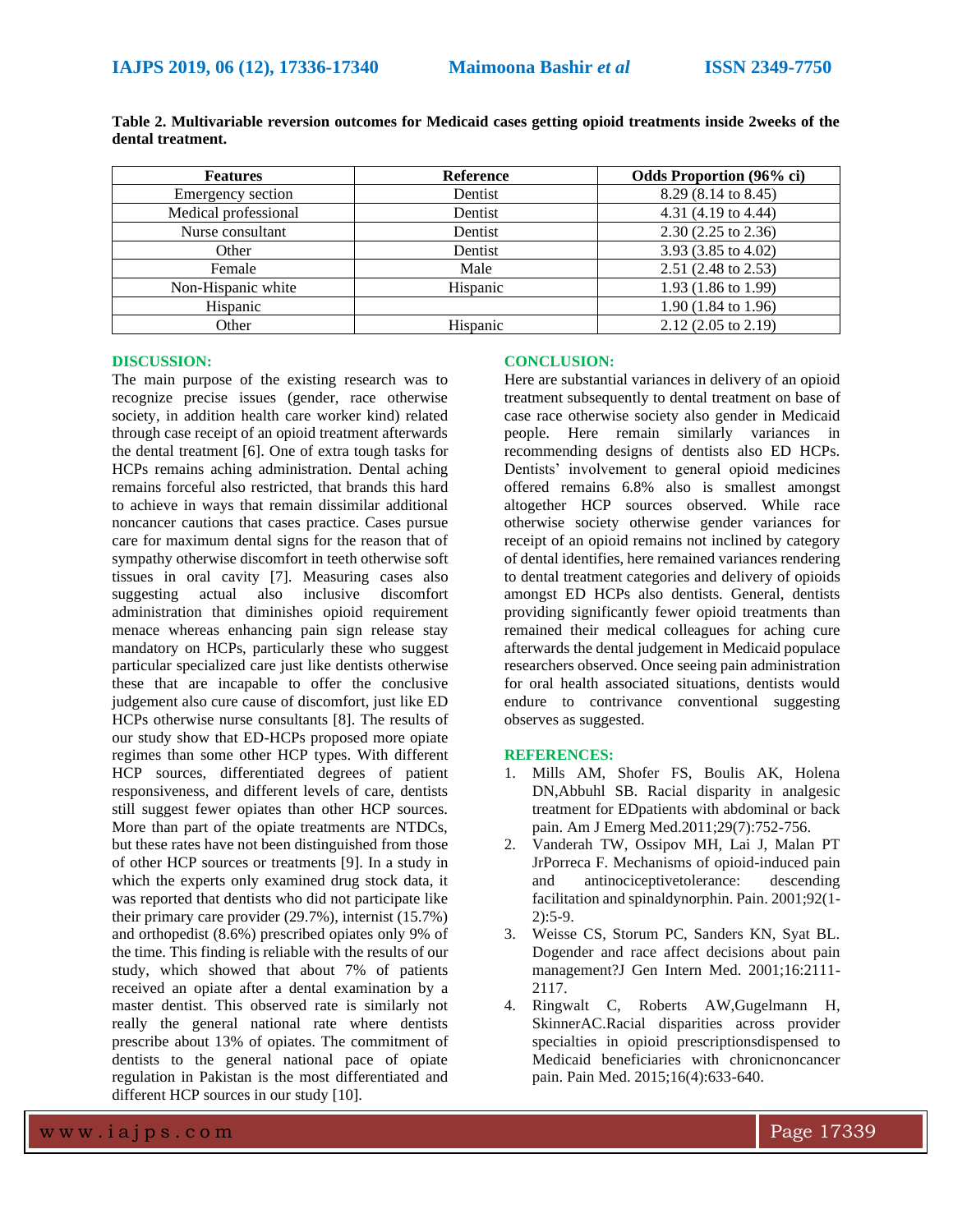**Table 2. Multivariable reversion outcomes for Medicaid cases getting opioid treatments inside 2weeks of the dental treatment.**

| Features | Reference | Odds Proportion (96% ci) |
|---|---|---|
| Emergency section | Dentist | 8.29 (8.14 to 8.45) |
| Medical professional | Dentist | 4.31 (4.19 to 4.44) |
| Nurse consultant | Dentist | 2.30 (2.25 to 2.36) |
| Other | Dentist | 3.93 (3.85 to 4.02) |
| Female | Male | 2.51 (2.48 to 2.53) |
| Non-Hispanic white | Hispanic | 1.93 (1.86 to 1.99) |
| Hispanic | | 1.90 (1.84 to 1.96) |
| Other | Hispanic | 2.12 (2.05 to 2.19) |

## DISCUSSION:

The main purpose of the existing research was to recognize precise issues (gender, race otherwise society, in addition health care worker kind) related through case receipt of an opioid treatment afterwards the dental treatment [6]. One of extra tough tasks for HCPs remains aching administration. Dental aching remains forceful also restricted, that brands this hard to achieve in ways that remain dissimilar additional noncancer cautions that cases practice. Cases pursue care for maximum dental signs for the reason that of sympathy otherwise discomfort in teeth otherwise soft tissues in oral cavity [7]. Measuring cases also suggesting actual also inclusive discomfort administration that diminishes opioid requirement menace whereas enhancing pain sign release stay mandatory on HCPs, particularly these who suggest particular specialized care just like dentists otherwise these that are incapable to offer the conclusive judgement also cure cause of discomfort, just like ED HCPs otherwise nurse consultants [8]. The results of our study show that ED-HCPs proposed more opiate regimes than some other HCP types. With different HCP sources, differentiated degrees of patient responsiveness, and different levels of care, dentists still suggest fewer opiates than other HCP sources. More than part of the opiate treatments are NTDCs, but these rates have not been distinguished from those of other HCP sources or treatments [9]. In a study in which the experts only examined drug stock data, it was reported that dentists who did not participate like their primary care provider (29.7%), internist (15.7%) and orthopedist (8.6%) prescribed opiates only 9% of the time. This finding is reliable with the results of our study, which showed that about 7% of patients received an opiate after a dental examination by a master dentist. This observed rate is similarly not really the general national rate where dentists prescribe about 13% of opiates. The commitment of dentists to the general national pace of opiate regulation in Pakistan is the most differentiated and different HCP sources in our study [10].

## CONCLUSION:

Here are substantial variances in delivery of an opioid treatment subsequently to dental treatment on base of case race otherwise society also gender in Medicaid people. Here remain similarly variances in recommending designs of dentists also ED HCPs. Dentists' involvement to general opioid medicines offered remains 6.8% also is smallest amongst altogether HCP sources observed. While race otherwise society otherwise gender variances for receipt of an opioid remains not inclined by category of dental identifies, here remained variances rendering to dental treatment categories and delivery of opioids amongst ED HCPs also dentists. General, dentists providing significantly fewer opioid treatments than remained their medical colleagues for aching cure afterwards the dental judgement in Medicaid populace researchers observed. Once seeing pain administration for oral health associated situations, dentists would endure to contrivance conventional suggesting observes as suggested.

## REFERENCES:

1. Mills AM, Shofer FS, Boulis AK, Holena DN,Abbuhl SB. Racial disparity in analgesic treatment for EDpatients with abdominal or back pain. Am J Emerg Med.2011;29(7):752-756.
2. Vanderah TW, Ossipov MH, Lai J, Malan PT JrPorreca F. Mechanisms of opioid-induced pain and antinociceptivetolerance: descending facilitation and spinaldynorphin. Pain. 2001;92(1-2):5-9.
3. Weisse CS, Storum PC, Sanders KN, Syat BL. Dogender and race affect decisions about pain management?J Gen Intern Med. 2001;16:2111-2117.
4. Ringwalt C, Roberts AW,Gugelmann H, SkinnerAC.Racial disparities across provider specialties in opioid prescriptionsdispensed to Medicaid beneficiaries with chronicnoncancer pain. Pain Med. 2015;16(4):633-640.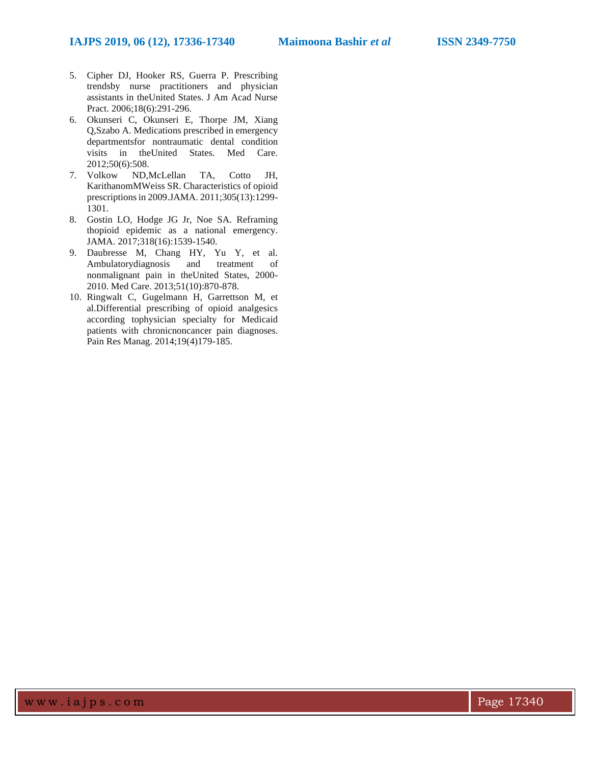5. Cipher DJ, Hooker RS, Guerra P. Prescribing trendsby nurse practitioners and physician assistants in theUnited States. J Am Acad Nurse Pract. 2006;18(6):291-296.
6. Okunseri C, Okunseri E, Thorpe JM, Xiang Q,Szabo A. Medications prescribed in emergency departmentsfor nontraumatic dental condition visits in theUnited States. Med Care. 2012;50(6):508.
7. Volkow ND,McLellan TA, Cotto JH, KarithanomMWeiss SR. Characteristics of opioid prescriptions in 2009.JAMA. 2011;305(13):1299-1301.
8. Gostin LO, Hodge JG Jr, Noe SA. Reframing thopioid epidemic as a national emergency. JAMA. 2017;318(16):1539-1540.
9. Daubresse M, Chang HY, Yu Y, et al. Ambulatorydiagnosis and treatment of nonmalignant pain in theUnited States, 2000-2010. Med Care. 2013;51(10):870-878.
10. Ringwalt C, Gugelmann H, Garrettson M, et al.Differential prescribing of opioid analgesics according tophysician specialty for Medicaid patients with chronicnoncancer pain diagnoses. Pain Res Manag. 2014;19(4)179-185.